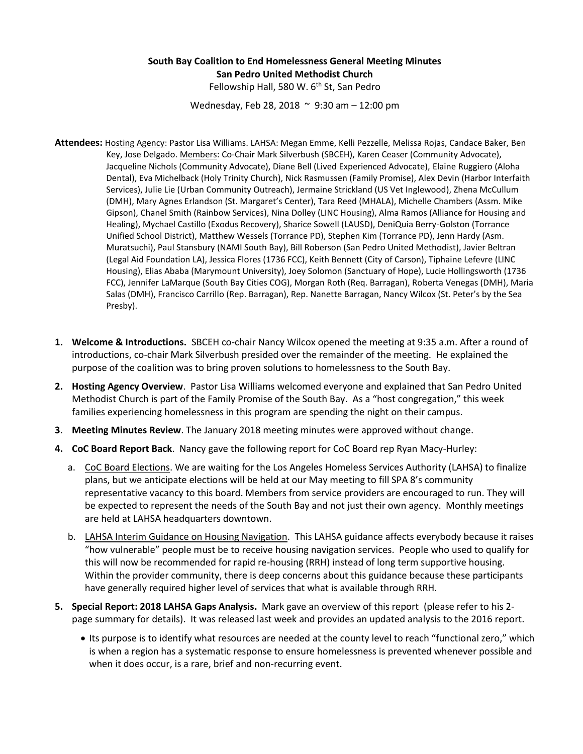**South Bay Coalition to End Homelessness General Meeting Minutes**
**San Pedro United Methodist Church**
Fellowship Hall, 580 W. 6th St, San Pedro

Wednesday, Feb 28, 2018 ~ 9:30 am – 12:00 pm

**Attendees:** Hosting Agency: Pastor Lisa Williams. LAHSA: Megan Emme, Kelli Pezzelle, Melissa Rojas, Candace Baker, Ben Key, Jose Delgado. Members: Co-Chair Mark Silverbush (SBCEH), Karen Ceaser (Community Advocate), Jacqueline Nichols (Community Advocate), Diane Bell (Lived Experienced Advocate), Elaine Ruggiero (Aloha Dental), Eva Michelback (Holy Trinity Church), Nick Rasmussen (Family Promise), Alex Devin (Harbor Interfaith Services), Julie Lie (Urban Community Outreach), Jermaine Strickland (US Vet Inglewood), Zhena McCullum (DMH), Mary Agnes Erlandson (St. Margaret's Center), Tara Reed (MHALA), Michelle Chambers (Assm. Mike Gipson), Chanel Smith (Rainbow Services), Nina Dolley (LINC Housing), Alma Ramos (Alliance for Housing and Healing), Mychael Castillo (Exodus Recovery), Sharice Sowell (LAUSD), DeniQuia Berry-Golston (Torrance Unified School District), Matthew Wessels (Torrance PD), Stephen Kim (Torrance PD), Jenn Hardy (Asm. Muratsuchi), Paul Stansbury (NAMI South Bay), Bill Roberson (San Pedro United Methodist), Javier Beltran (Legal Aid Foundation LA), Jessica Flores (1736 FCC), Keith Bennett (City of Carson), Tiphaine Lefevre (LINC Housing), Elias Ababa (Marymount University), Joey Solomon (Sanctuary of Hope), Lucie Hollingsworth (1736 FCC), Jennifer LaMarque (South Bay Cities COG), Morgan Roth (Req. Barragan), Roberta Venegas (DMH), Maria Salas (DMH), Francisco Carrillo (Rep. Barragan), Rep. Nanette Barragan, Nancy Wilcox (St. Peter's by the Sea Presby).

1. **Welcome & Introductions.** SBCEH co-chair Nancy Wilcox opened the meeting at 9:35 a.m. After a round of introductions, co-chair Mark Silverbush presided over the remainder of the meeting. He explained the purpose of the coalition was to bring proven solutions to homelessness to the South Bay.

2. **Hosting Agency Overview**. Pastor Lisa Williams welcomed everyone and explained that San Pedro United Methodist Church is part of the Family Promise of the South Bay. As a "host congregation," this week families experiencing homelessness in this program are spending the night on their campus.

3. **Meeting Minutes Review**. The January 2018 meeting minutes were approved without change.

4. **CoC Board Report Back**. Nancy gave the following report for CoC Board rep Ryan Macy-Hurley:

   a. CoC Board Elections. We are waiting for the Los Angeles Homeless Services Authority (LAHSA) to finalize plans, but we anticipate elections will be held at our May meeting to fill SPA 8's community representative vacancy to this board. Members from service providers are encouraged to run. They will be expected to represent the needs of the South Bay and not just their own agency. Monthly meetings are held at LAHSA headquarters downtown.

   b. LAHSA Interim Guidance on Housing Navigation. This LAHSA guidance affects everybody because it raises "how vulnerable" people must be to receive housing navigation services. People who used to qualify for this will now be recommended for rapid re-housing (RRH) instead of long term supportive housing. Within the provider community, there is deep concerns about this guidance because these participants have generally required higher level of services that what is available through RRH.

5. **Special Report: 2018 LAHSA Gaps Analysis.** Mark gave an overview of this report (please refer to his 2-page summary for details). It was released last week and provides an updated analysis to the 2016 report.

   - Its purpose is to identify what resources are needed at the county level to reach "functional zero," which is when a region has a systematic response to ensure homelessness is prevented whenever possible and when it does occur, is a rare, brief and non-recurring event.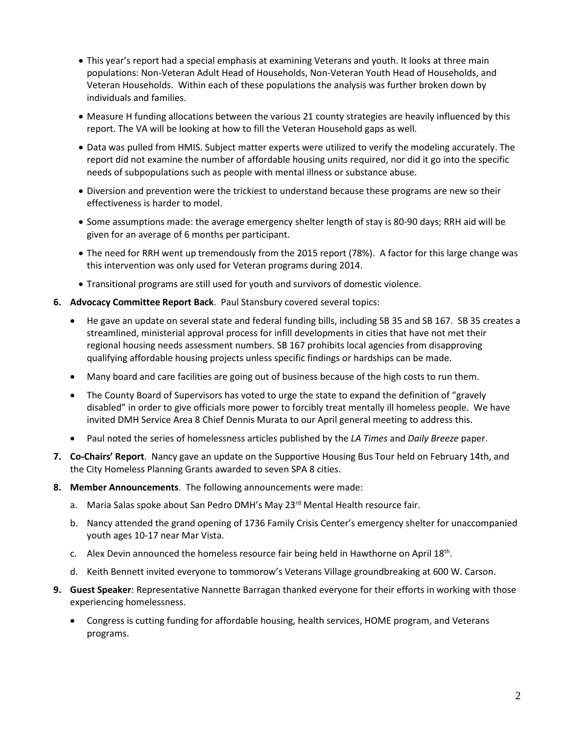- This year's report had a special emphasis at examining Veterans and youth. It looks at three main populations: Non-Veteran Adult Head of Households, Non-Veteran Youth Head of Households, and Veteran Households. Within each of these populations the analysis was further broken down by individuals and families.
- Measure H funding allocations between the various 21 county strategies are heavily influenced by this report. The VA will be looking at how to fill the Veteran Household gaps as well.
- Data was pulled from HMIS. Subject matter experts were utilized to verify the modeling accurately. The report did not examine the number of affordable housing units required, nor did it go into the specific needs of subpopulations such as people with mental illness or substance abuse.
- Diversion and prevention were the trickiest to understand because these programs are new so their effectiveness is harder to model.
- Some assumptions made: the average emergency shelter length of stay is 80-90 days; RRH aid will be given for an average of 6 months per participant.
- The need for RRH went up tremendously from the 2015 report (78%). A factor for this large change was this intervention was only used for Veteran programs during 2014.
- Transitional programs are still used for youth and survivors of domestic violence.

6. **Advocacy Committee Report Back**. Paul Stansbury covered several topics:
   - He gave an update on several state and federal funding bills, including SB 35 and SB 167. SB 35 creates a streamlined, ministerial approval process for infill developments in cities that have not met their regional housing needs assessment numbers. SB 167 prohibits local agencies from disapproving qualifying affordable housing projects unless specific findings or hardships can be made.
   - Many board and care facilities are going out of business because of the high costs to run them.
   - The County Board of Supervisors has voted to urge the state to expand the definition of "gravely disabled" in order to give officials more power to forcibly treat mentally ill homeless people. We have invited DMH Service Area 8 Chief Dennis Murata to our April general meeting to address this.
   - Paul noted the series of homelessness articles published by the *LA Times* and *Daily Breeze* paper.

7. **Co-Chairs' Report**. Nancy gave an update on the Supportive Housing Bus Tour held on February 14th, and the City Homeless Planning Grants awarded to seven SPA 8 cities.

8. **Member Announcements**. The following announcements were made:
   a. Maria Salas spoke about San Pedro DMH's May 23rd Mental Health resource fair.
   b. Nancy attended the grand opening of 1736 Family Crisis Center's emergency shelter for unaccompanied youth ages 10-17 near Mar Vista.
   c. Alex Devin announced the homeless resource fair being held in Hawthorne on April 18th.
   d. Keith Bennett invited everyone to tommorow's Veterans Village groundbreaking at 600 W. Carson.

9. **Guest Speaker**: Representative Nannette Barragan thanked everyone for their efforts in working with those experiencing homelessness.
   - Congress is cutting funding for affordable housing, health services, HOME program, and Veterans programs.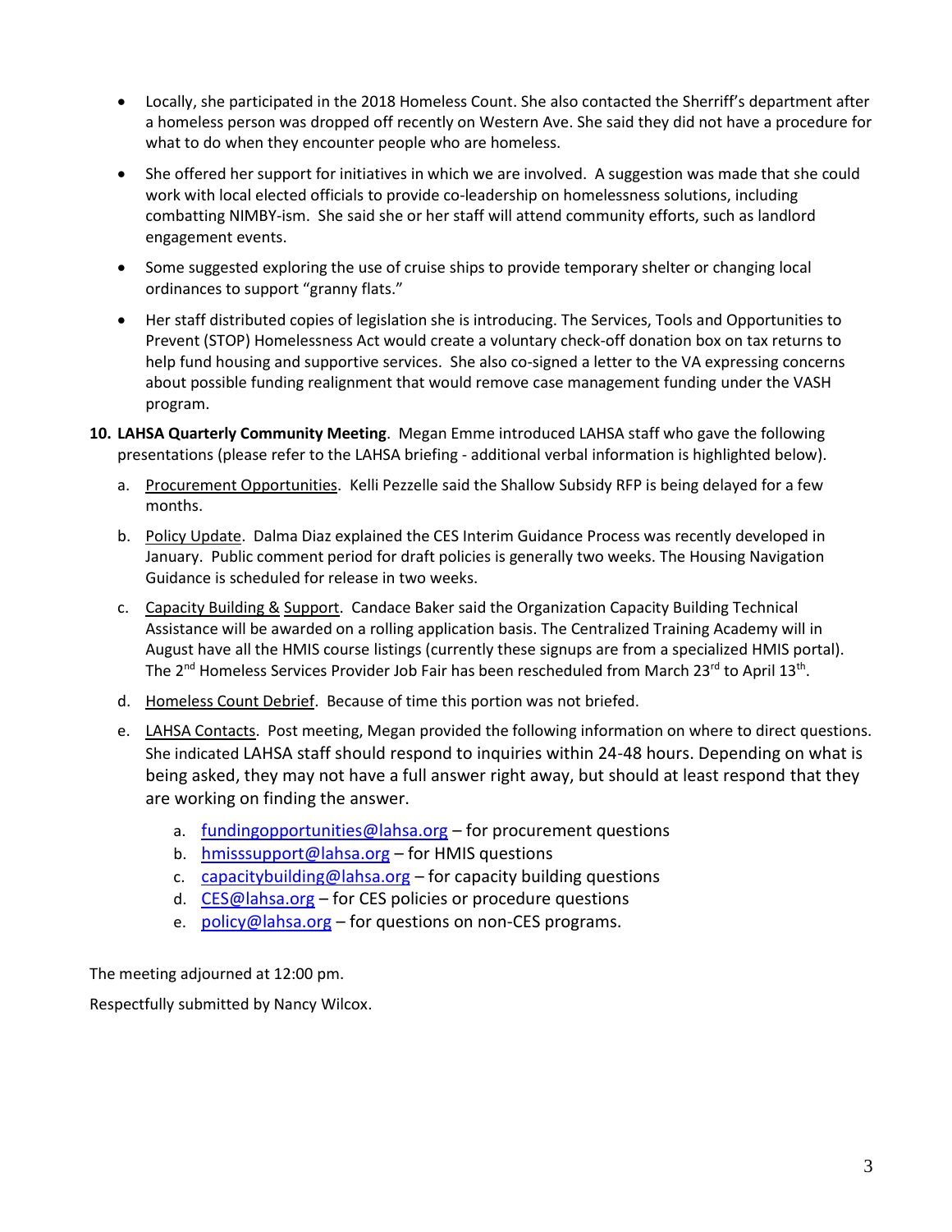- Locally, she participated in the 2018 Homeless Count. She also contacted the Sherriff's department after a homeless person was dropped off recently on Western Ave. She said they did not have a procedure for what to do when they encounter people who are homeless.
- She offered her support for initiatives in which we are involved. A suggestion was made that she could work with local elected officials to provide co-leadership on homelessness solutions, including combatting NIMBY-ism. She said she or her staff will attend community efforts, such as landlord engagement events.
- Some suggested exploring the use of cruise ships to provide temporary shelter or changing local ordinances to support "granny flats."
- Her staff distributed copies of legislation she is introducing. The Services, Tools and Opportunities to Prevent (STOP) Homelessness Act would create a voluntary check-off donation box on tax returns to help fund housing and supportive services. She also co-signed a letter to the VA expressing concerns about possible funding realignment that would remove case management funding under the VASH program.

10. **LAHSA Quarterly Community Meeting**. Megan Emme introduced LAHSA staff who gave the following presentations (please refer to the LAHSA briefing - additional verbal information is highlighted below).

    a. Procurement Opportunities. Kelli Pezzelle said the Shallow Subsidy RFP is being delayed for a few months.

    b. Policy Update. Dalma Diaz explained the CES Interim Guidance Process was recently developed in January. Public comment period for draft policies is generally two weeks. The Housing Navigation Guidance is scheduled for release in two weeks.

    c. Capacity Building & Support. Candace Baker said the Organization Capacity Building Technical Assistance will be awarded on a rolling application basis. The Centralized Training Academy will in August have all the HMIS course listings (currently these signups are from a specialized HMIS portal). The 2nd Homeless Services Provider Job Fair has been rescheduled from March 23rd to April 13th.

    d. Homeless Count Debrief. Because of time this portion was not briefed.

    e. LAHSA Contacts. Post meeting, Megan provided the following information on where to direct questions. She indicated LAHSA staff should respond to inquiries within 24-48 hours. Depending on what is being asked, they may not have a full answer right away, but should at least respond that they are working on finding the answer.

        a. fundingopportunities@lahsa.org – for procurement questions
        b. hmisssupport@lahsa.org – for HMIS questions
        c. capacitybuilding@lahsa.org – for capacity building questions
        d. CES@lahsa.org – for CES policies or procedure questions
        e. policy@lahsa.org – for questions on non-CES programs.

The meeting adjourned at 12:00 pm.

Respectfully submitted by Nancy Wilcox.